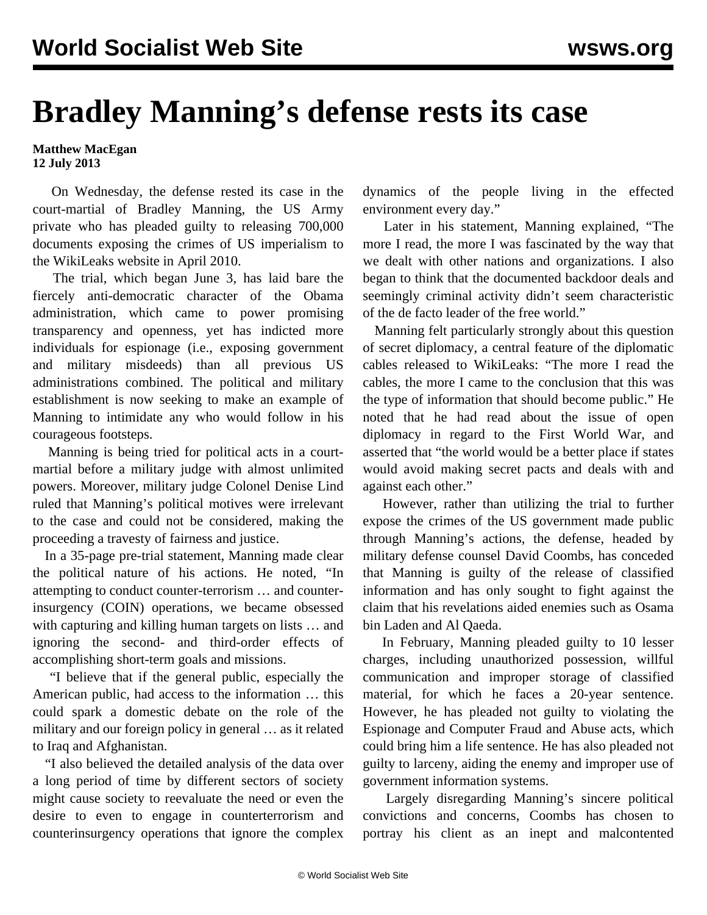# Bradley Manning's defense rests its case

**Matthew MacEgan**
**12 July 2013**

On Wednesday, the defense rested its case in the court-martial of Bradley Manning, the US Army private who has pleaded guilty to releasing 700,000 documents exposing the crimes of US imperialism to the WikiLeaks website in April 2010.

The trial, which began June 3, has laid bare the fiercely anti-democratic character of the Obama administration, which came to power promising transparency and openness, yet has indicted more individuals for espionage (i.e., exposing government and military misdeeds) than all previous US administrations combined. The political and military establishment is now seeking to make an example of Manning to intimidate any who would follow in his courageous footsteps.

Manning is being tried for political acts in a court-martial before a military judge with almost unlimited powers. Moreover, military judge Colonel Denise Lind ruled that Manning's political motives were irrelevant to the case and could not be considered, making the proceeding a travesty of fairness and justice.

In a 35-page pre-trial statement, Manning made clear the political nature of his actions. He noted, "In attempting to conduct counter-terrorism … and counter-insurgency (COIN) operations, we became obsessed with capturing and killing human targets on lists … and ignoring the second- and third-order effects of accomplishing short-term goals and missions.

"I believe that if the general public, especially the American public, had access to the information … this could spark a domestic debate on the role of the military and our foreign policy in general … as it related to Iraq and Afghanistan.

"I also believed the detailed analysis of the data over a long period of time by different sectors of society might cause society to reevaluate the need or even the desire to even to engage in counterterrorism and counterinsurgency operations that ignore the complex dynamics of the people living in the effected environment every day."

Later in his statement, Manning explained, "The more I read, the more I was fascinated by the way that we dealt with other nations and organizations. I also began to think that the documented backdoor deals and seemingly criminal activity didn't seem characteristic of the de facto leader of the free world."

Manning felt particularly strongly about this question of secret diplomacy, a central feature of the diplomatic cables released to WikiLeaks: "The more I read the cables, the more I came to the conclusion that this was the type of information that should become public." He noted that he had read about the issue of open diplomacy in regard to the First World War, and asserted that "the world would be a better place if states would avoid making secret pacts and deals with and against each other."

However, rather than utilizing the trial to further expose the crimes of the US government made public through Manning's actions, the defense, headed by military defense counsel David Coombs, has conceded that Manning is guilty of the release of classified information and has only sought to fight against the claim that his revelations aided enemies such as Osama bin Laden and Al Qaeda.

In February, Manning pleaded guilty to 10 lesser charges, including unauthorized possession, willful communication and improper storage of classified material, for which he faces a 20-year sentence. However, he has pleaded not guilty to violating the Espionage and Computer Fraud and Abuse acts, which could bring him a life sentence. He has also pleaded not guilty to larceny, aiding the enemy and improper use of government information systems.

Largely disregarding Manning's sincere political convictions and concerns, Coombs has chosen to portray his client as an inept and malcontented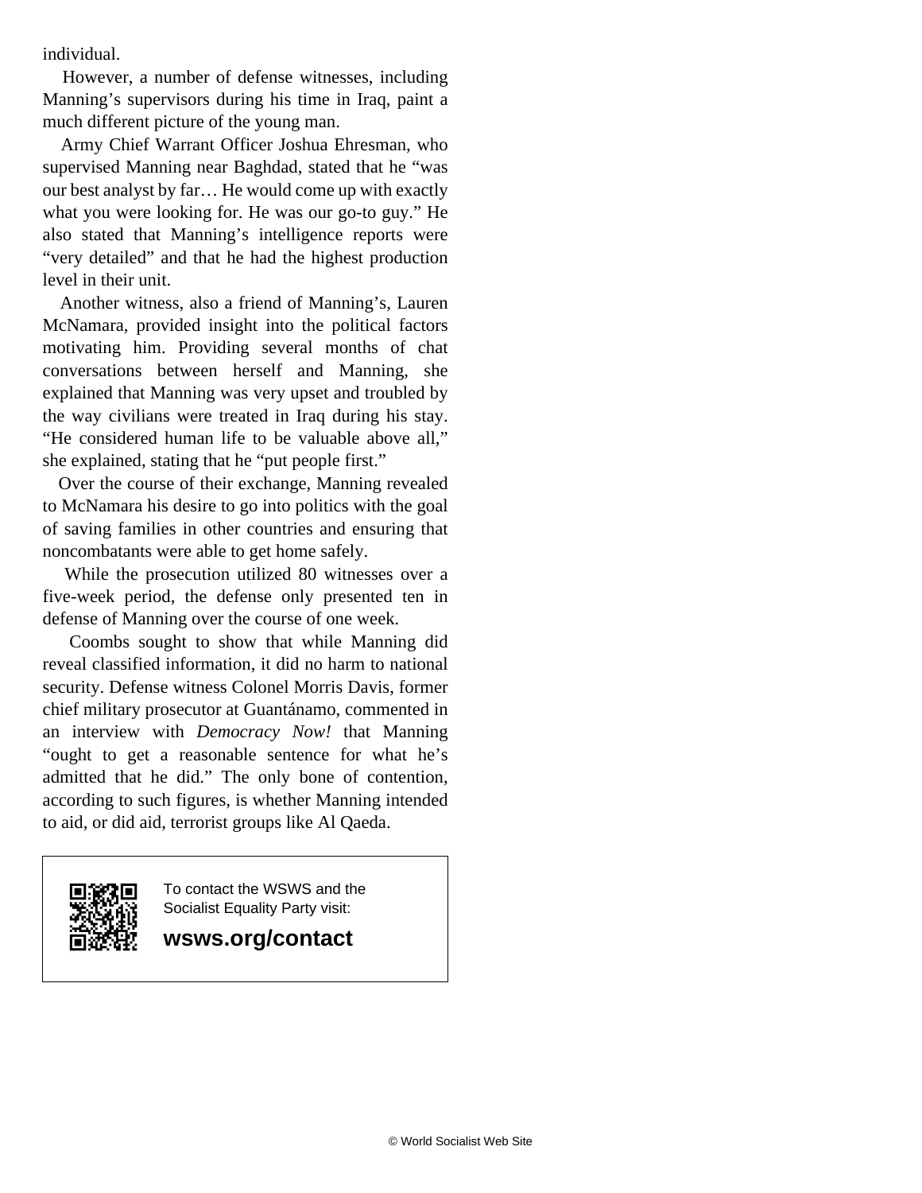individual.

However, a number of defense witnesses, including Manning's supervisors during his time in Iraq, paint a much different picture of the young man.

Army Chief Warrant Officer Joshua Ehresman, who supervised Manning near Baghdad, stated that he "was our best analyst by far… He would come up with exactly what you were looking for. He was our go-to guy." He also stated that Manning's intelligence reports were "very detailed" and that he had the highest production level in their unit.

Another witness, also a friend of Manning's, Lauren McNamara, provided insight into the political factors motivating him. Providing several months of chat conversations between herself and Manning, she explained that Manning was very upset and troubled by the way civilians were treated in Iraq during his stay. "He considered human life to be valuable above all," she explained, stating that he "put people first."

Over the course of their exchange, Manning revealed to McNamara his desire to go into politics with the goal of saving families in other countries and ensuring that noncombatants were able to get home safely.

While the prosecution utilized 80 witnesses over a five-week period, the defense only presented ten in defense of Manning over the course of one week.

Coombs sought to show that while Manning did reveal classified information, it did no harm to national security. Defense witness Colonel Morris Davis, former chief military prosecutor at Guantánamo, commented in an interview with *Democracy Now!* that Manning "ought to get a reasonable sentence for what he's admitted that he did." The only bone of contention, according to such figures, is whether Manning intended to aid, or did aid, terrorist groups like Al Qaeda.

To contact the WSWS and the Socialist Equality Party visit:

**wsws.org/contact**